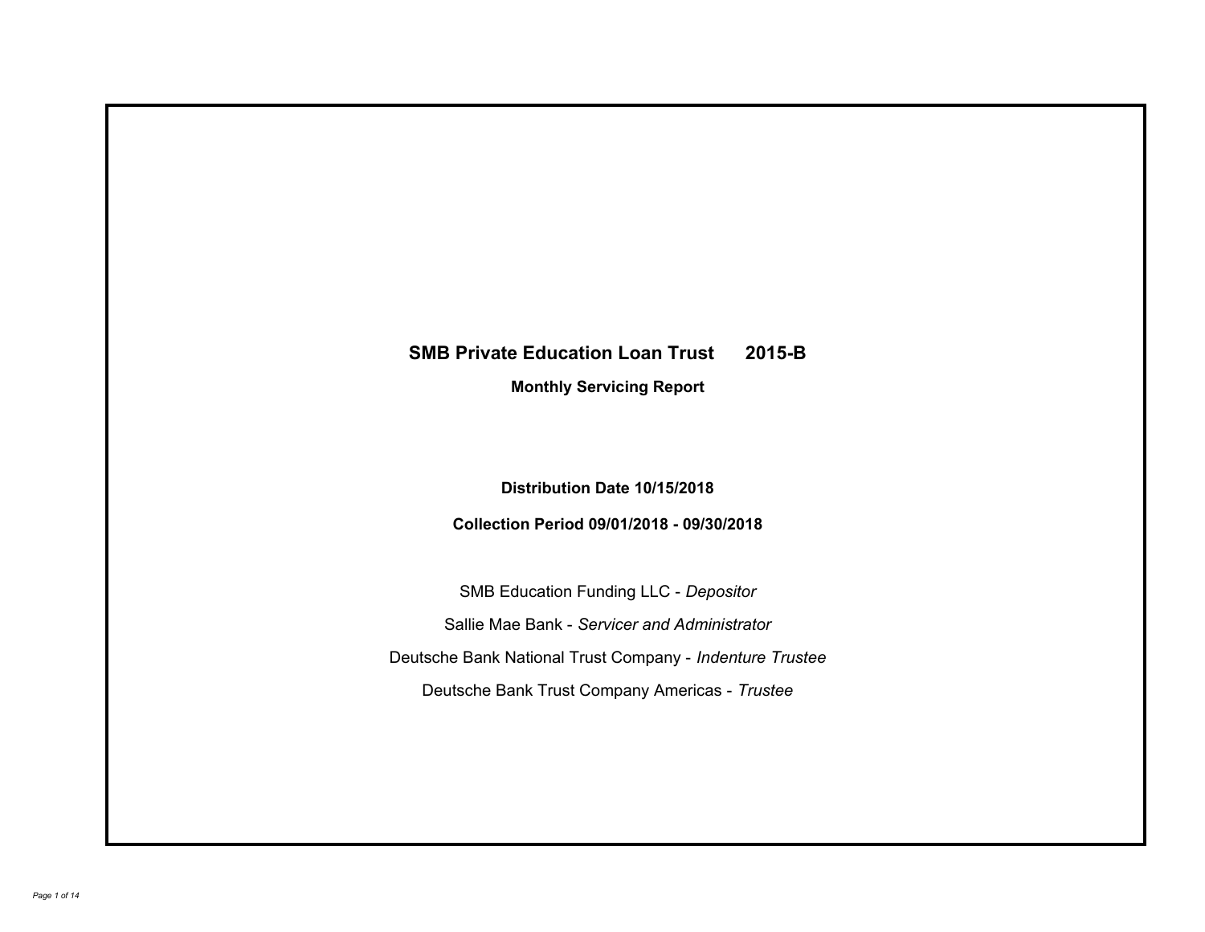# SMB Private Education Loan Trust 2015-B

**Monthly Servicing Report**

**Distribution Date 10/15/2018**

**Collection Period 09/01/2018 - 09/30/2018**

SMB Education Funding LLC - *Depositor*

Sallie Mae Bank - *Servicer and Administrator*

Deutsche Bank National Trust Company - *Indenture Trustee*

Deutsche Bank Trust Company Americas - *Trustee*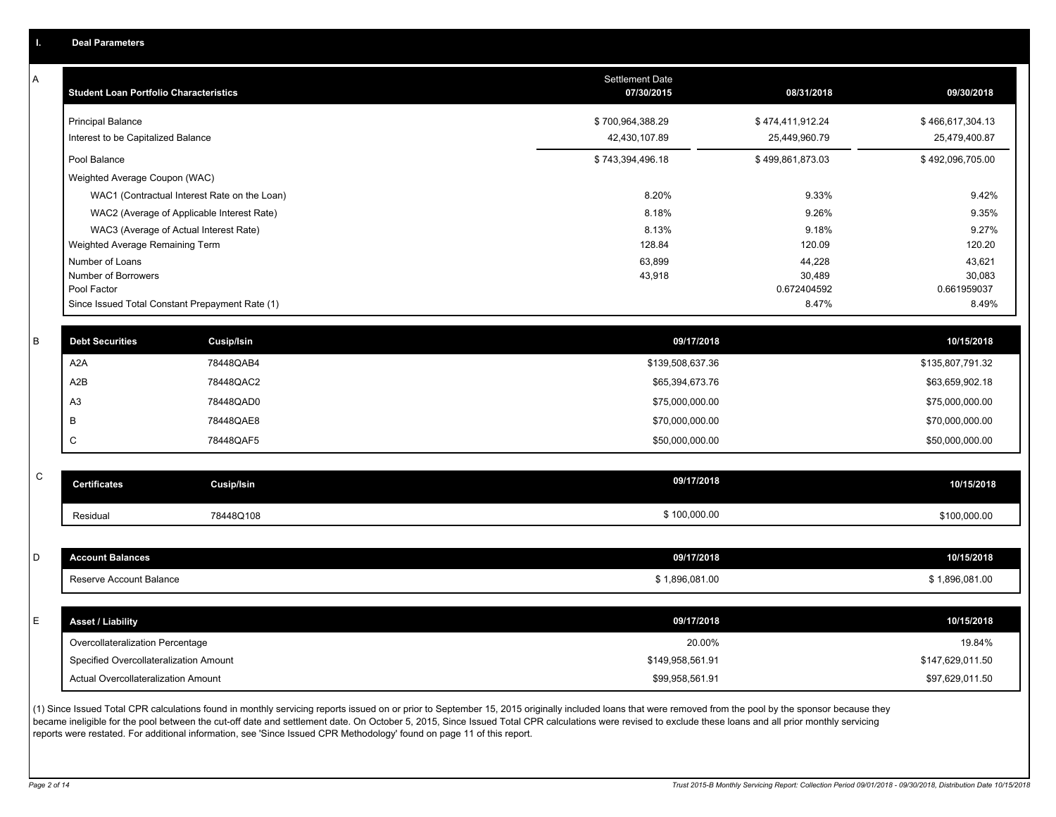## I. Deal Parameters

### A

| Student Loan Portfolio Characteristics | Settlement Date 07/30/2015 | 08/31/2018 | 09/30/2018 |
|---|---|---|---|
| Principal Balance | $ 700,964,388.29 | $ 474,411,912.24 | $ 466,617,304.13 |
| Interest to be Capitalized Balance | 42,430,107.89 | 25,449,960.79 | 25,479,400.87 |
| Pool Balance | $ 743,394,496.18 | $ 499,861,873.03 | $ 492,096,705.00 |
| Weighted Average Coupon (WAC) | | | |
| WAC1 (Contractual Interest Rate on the Loan) | 8.20% | 9.33% | 9.42% |
| WAC2 (Average of Applicable Interest Rate) | 8.18% | 9.26% | 9.35% |
| WAC3 (Average of Actual Interest Rate) | 8.13% | 9.18% | 9.27% |
| Weighted Average Remaining Term | 128.84 | 120.09 | 120.20 |
| Number of Loans | 63,899 | 44,228 | 43,621 |
| Number of Borrowers | 43,918 | 30,489 | 30,083 |
| Pool Factor | | 0.672404592 | 0.661959037 |
| Since Issued Total Constant Prepayment Rate (1) | | 8.47% | 8.49% |

### B

| Debt Securities | Cusip/Isin | 09/17/2018 | 10/15/2018 |
|---|---|---|---|
| A2A | 78448QAB4 | $139,508,637.36 | $135,807,791.32 |
| A2B | 78448QAC2 | $65,394,673.76 | $63,659,902.18 |
| A3 | 78448QAD0 | $75,000,000.00 | $75,000,000.00 |
| B | 78448QAE8 | $70,000,000.00 | $70,000,000.00 |
| C | 78448QAF5 | $50,000,000.00 | $50,000,000.00 |

### C

| Certificates | Cusip/Isin | 09/17/2018 | 10/15/2018 |
|---|---|---|---|
| Residual | 78448Q108 | $ 100,000.00 | $100,000.00 |

### D

| Account Balances | 09/17/2018 | 10/15/2018 |
|---|---|---|
| Reserve Account Balance | $ 1,896,081.00 | $ 1,896,081.00 |

### E

| Asset / Liability | 09/17/2018 | 10/15/2018 |
|---|---|---|
| Overcollateralization Percentage | 20.00% | 19.84% |
| Specified Overcollateralization Amount | $149,958,561.91 | $147,629,011.50 |
| Actual Overcollateralization Amount | $99,958,561.91 | $97,629,011.50 |

(1) Since Issued Total CPR calculations found in monthly servicing reports issued on or prior to September 15, 2015 originally included loans that were removed from the pool by the sponsor because they became ineligible for the pool between the cut-off date and settlement date. On October 5, 2015, Since Issued Total CPR calculations were revised to exclude these loans and all prior monthly servicing reports were restated. For additional information, see 'Since Issued CPR Methodology' found on page 11 of this report.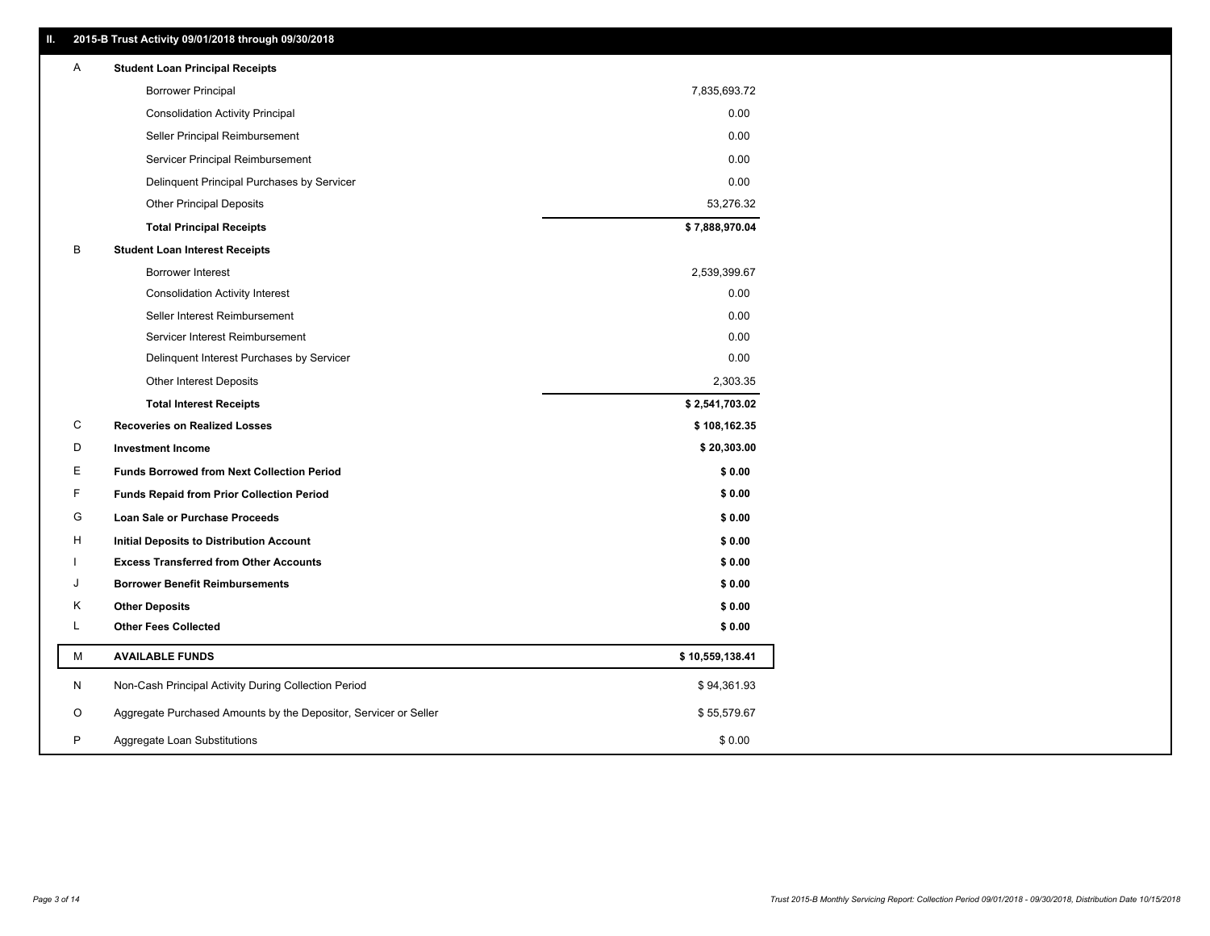## II. 2015-B Trust Activity 09/01/2018 through 09/30/2018

| | | |
|---|---|---|
| A | **Student Loan Principal Receipts** | |
| | Borrower Principal | 7,835,693.72 |
| | Consolidation Activity Principal | 0.00 |
| | Seller Principal Reimbursement | 0.00 |
| | Servicer Principal Reimbursement | 0.00 |
| | Delinquent Principal Purchases by Servicer | 0.00 |
| | Other Principal Deposits | 53,276.32 |
| | **Total Principal Receipts** | **$ 7,888,970.04** |
| B | **Student Loan Interest Receipts** | |
| | Borrower Interest | 2,539,399.67 |
| | Consolidation Activity Interest | 0.00 |
| | Seller Interest Reimbursement | 0.00 |
| | Servicer Interest Reimbursement | 0.00 |
| | Delinquent Interest Purchases by Servicer | 0.00 |
| | Other Interest Deposits | 2,303.35 |
| | **Total Interest Receipts** | **$ 2,541,703.02** |
| C | **Recoveries on Realized Losses** | **$ 108,162.35** |
| D | **Investment Income** | **$ 20,303.00** |
| E | **Funds Borrowed from Next Collection Period** | **$ 0.00** |
| F | **Funds Repaid from Prior Collection Period** | **$ 0.00** |
| G | **Loan Sale or Purchase Proceeds** | **$ 0.00** |
| H | **Initial Deposits to Distribution Account** | **$ 0.00** |
| I | **Excess Transferred from Other Accounts** | **$ 0.00** |
| J | **Borrower Benefit Reimbursements** | **$ 0.00** |
| K | **Other Deposits** | **$ 0.00** |
| L | **Other Fees Collected** | **$ 0.00** |
| M | **AVAILABLE FUNDS** | **$ 10,559,138.41** |
| N | Non-Cash Principal Activity During Collection Period | $ 94,361.93 |
| O | Aggregate Purchased Amounts by the Depositor, Servicer or Seller | $ 55,579.67 |
| P | Aggregate Loan Substitutions | $ 0.00 |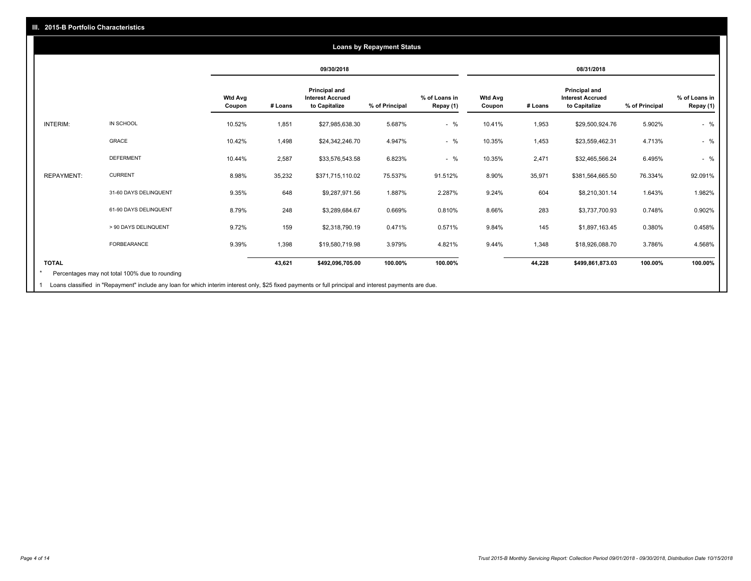## III. 2015-B Portfolio Characteristics

### Loans by Repayment Status

| | | 09/30/2018 | | | | | 08/31/2018 | | | | |
|---|---|---|---|---|---|---|---|---|---|---|---|
| | | Wtd Avg Coupon | # Loans | Principal and Interest Accrued to Capitalize | % of Principal | % of Loans in Repay (1) | Wtd Avg Coupon | # Loans | Principal and Interest Accrued to Capitalize | % of Principal | % of Loans in Repay (1) |
| INTERIM: | IN SCHOOL | 10.52% | 1,851 | $27,985,638.30 | 5.687% | - % | 10.41% | 1,953 | $29,500,924.76 | 5.902% | - % |
| | GRACE | 10.42% | 1,498 | $24,342,246.70 | 4.947% | - % | 10.35% | 1,453 | $23,559,462.31 | 4.713% | - % |
| | DEFERMENT | 10.44% | 2,587 | $33,576,543.58 | 6.823% | - % | 10.35% | 2,471 | $32,465,566.24 | 6.495% | - % |
| REPAYMENT: | CURRENT | 8.98% | 35,232 | $371,715,110.02 | 75.537% | 91.512% | 8.90% | 35,971 | $381,564,665.50 | 76.334% | 92.091% |
| | 31-60 DAYS DELINQUENT | 9.35% | 648 | $9,287,971.56 | 1.887% | 2.287% | 9.24% | 604 | $8,210,301.14 | 1.643% | 1.982% |
| | 61-90 DAYS DELINQUENT | 8.79% | 248 | $3,289,684.67 | 0.669% | 0.810% | 8.66% | 283 | $3,737,700.93 | 0.748% | 0.902% |
| | > 90 DAYS DELINQUENT | 9.72% | 159 | $2,318,790.19 | 0.471% | 0.571% | 9.84% | 145 | $1,897,163.45 | 0.380% | 0.458% |
| | FORBEARANCE | 9.39% | 1,398 | $19,580,719.98 | 3.979% | 4.821% | 9.44% | 1,348 | $18,926,088.70 | 3.786% | 4.568% |
| **TOTAL** | | | **43,621** | **$492,096,705.00** | **100.00%** | **100.00%** | | **44,228** | **$499,861,873.03** | **100.00%** | **100.00%** |

\* Percentages may not total 100% due to rounding

1 Loans classified in "Repayment" include any loan for which interim interest only, $25 fixed payments or full principal and interest payments are due.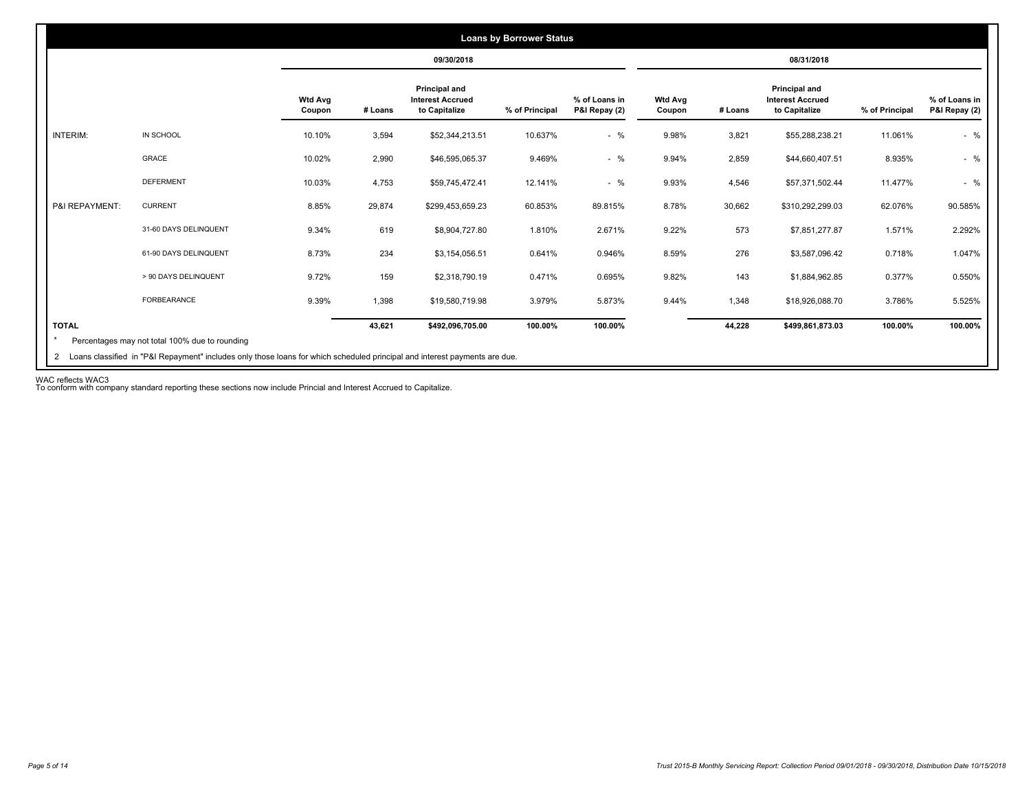## Loans by Borrower Status

| | | 09/30/2018 | | | | | 08/31/2018 | | | | |
|---|---|---|---|---|---|---|---|---|---|---|---|
| | | Wtd Avg Coupon | # Loans | Principal and Interest Accrued to Capitalize | % of Principal | % of Loans in P&I Repay (2) | Wtd Avg Coupon | # Loans | Principal and Interest Accrued to Capitalize | % of Principal | % of Loans in P&I Repay (2) |
| INTERIM: | IN SCHOOL | 10.10% | 3,594 | $52,344,213.51 | 10.637% | - % | 9.98% | 3,821 | $55,288,238.21 | 11.061% | - % |
| | GRACE | 10.02% | 2,990 | $46,595,065.37 | 9.469% | - % | 9.94% | 2,859 | $44,660,407.51 | 8.935% | - % |
| | DEFERMENT | 10.03% | 4,753 | $59,745,472.41 | 12.141% | - % | 9.93% | 4,546 | $57,371,502.44 | 11.477% | - % |
| P&I REPAYMENT: | CURRENT | 8.85% | 29,874 | $299,453,659.23 | 60.853% | 89.815% | 8.78% | 30,662 | $310,292,299.03 | 62.076% | 90.585% |
| | 31-60 DAYS DELINQUENT | 9.34% | 619 | $8,904,727.80 | 1.810% | 2.671% | 9.22% | 573 | $7,851,277.87 | 1.571% | 2.292% |
| | 61-90 DAYS DELINQUENT | 8.73% | 234 | $3,154,056.51 | 0.641% | 0.946% | 8.59% | 276 | $3,587,096.42 | 0.718% | 1.047% |
| | > 90 DAYS DELINQUENT | 9.72% | 159 | $2,318,790.19 | 0.471% | 0.695% | 9.82% | 143 | $1,884,962.85 | 0.377% | 0.550% |
| | FORBEARANCE | 9.39% | 1,398 | $19,580,719.98 | 3.979% | 5.873% | 9.44% | 1,348 | $18,926,088.70 | 3.786% | 5.525% |
| TOTAL | | | 43,621 | $492,096,705.00 | 100.00% | 100.00% | | 44,228 | $499,861,873.03 | 100.00% | 100.00% |

\* Percentages may not total 100% due to rounding

2 Loans classified in "P&I Repayment" includes only those loans for which scheduled principal and interest payments are due.

WAC reflects WAC3

To conform with company standard reporting these sections now include Princial and Interest Accrued to Capitalize.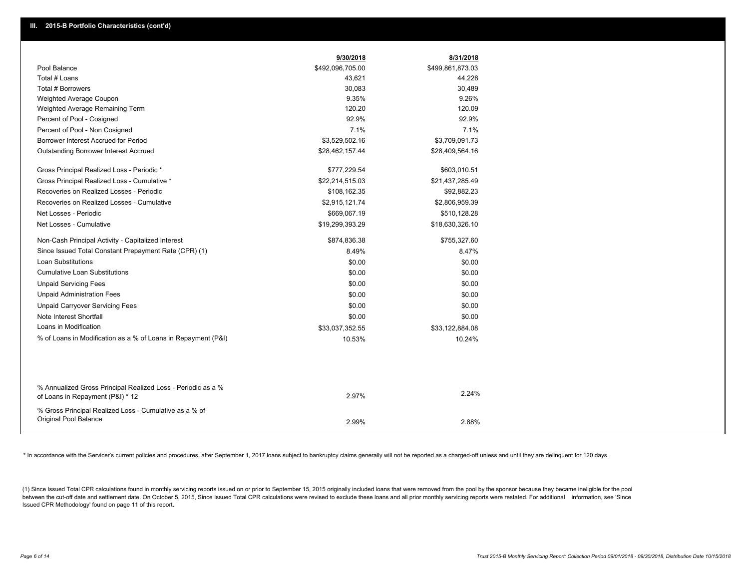## III. 2015-B Portfolio Characteristics (cont'd)

| | 9/30/2018 | 8/31/2018 |
|---|---|---|
| Pool Balance | $492,096,705.00 | $499,861,873.03 |
| Total # Loans | 43,621 | 44,228 |
| Total # Borrowers | 30,083 | 30,489 |
| Weighted Average Coupon | 9.35% | 9.26% |
| Weighted Average Remaining Term | 120.20 | 120.09 |
| Percent of Pool - Cosigned | 92.9% | 92.9% |
| Percent of Pool - Non Cosigned | 7.1% | 7.1% |
| Borrower Interest Accrued for Period | $3,529,502.16 | $3,709,091.73 |
| Outstanding Borrower Interest Accrued | $28,462,157.44 | $28,409,564.16 |
| Gross Principal Realized Loss - Periodic * | $777,229.54 | $603,010.51 |
| Gross Principal Realized Loss - Cumulative * | $22,214,515.03 | $21,437,285.49 |
| Recoveries on Realized Losses - Periodic | $108,162.35 | $92,882.23 |
| Recoveries on Realized Losses - Cumulative | $2,915,121.74 | $2,806,959.39 |
| Net Losses - Periodic | $669,067.19 | $510,128.28 |
| Net Losses - Cumulative | $19,299,393.29 | $18,630,326.10 |
| Non-Cash Principal Activity - Capitalized Interest | $874,836.38 | $755,327.60 |
| Since Issued Total Constant Prepayment Rate (CPR) (1) | 8.49% | 8.47% |
| Loan Substitutions | $0.00 | $0.00 |
| Cumulative Loan Substitutions | $0.00 | $0.00 |
| Unpaid Servicing Fees | $0.00 | $0.00 |
| Unpaid Administration Fees | $0.00 | $0.00 |
| Unpaid Carryover Servicing Fees | $0.00 | $0.00 |
| Note Interest Shortfall | $0.00 | $0.00 |
| Loans in Modification | $33,037,352.55 | $33,122,884.08 |
| % of Loans in Modification as a % of Loans in Repayment (P&I) | 10.53% | 10.24% |
| % Annualized Gross Principal Realized Loss - Periodic as a % of Loans in Repayment (P&I) * 12 | 2.97% | 2.24% |
| % Gross Principal Realized Loss - Cumulative as a % of Original Pool Balance | 2.99% | 2.88% |

* In accordance with the Servicer's current policies and procedures, after September 1, 2017 loans subject to bankruptcy claims generally will not be reported as a charged-off unless and until they are delinquent for 120 days.

(1) Since Issued Total CPR calculations found in monthly servicing reports issued on or prior to September 15, 2015 originally included loans that were removed from the pool by the sponsor because they became ineligible for the pool between the cut-off date and settlement date. On October 5, 2015, Since Issued Total CPR calculations were revised to exclude these loans and all prior monthly servicing reports were restated. For additional information, see 'Since Issued CPR Methodology' found on page 11 of this report.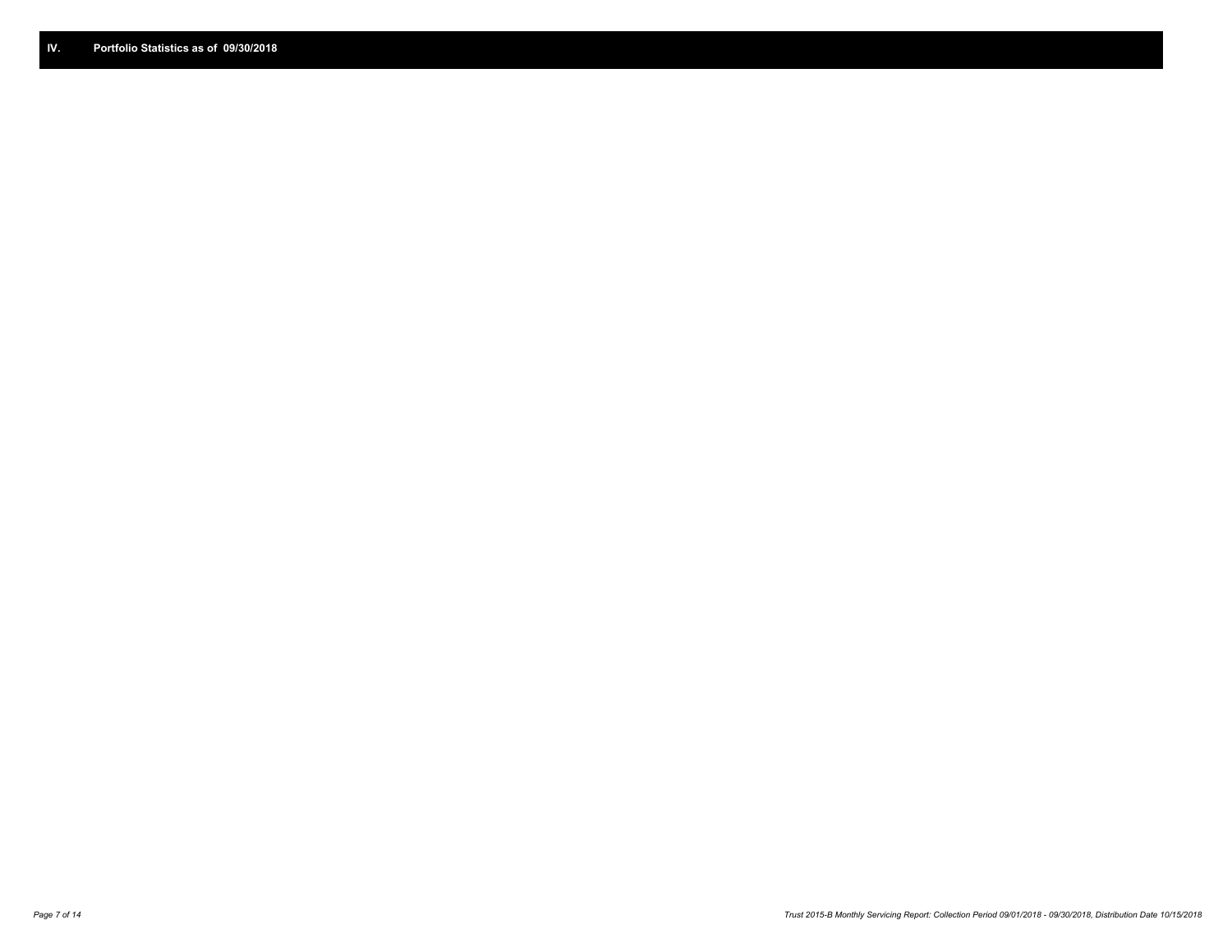## IV. Portfolio Statistics as of 09/30/2018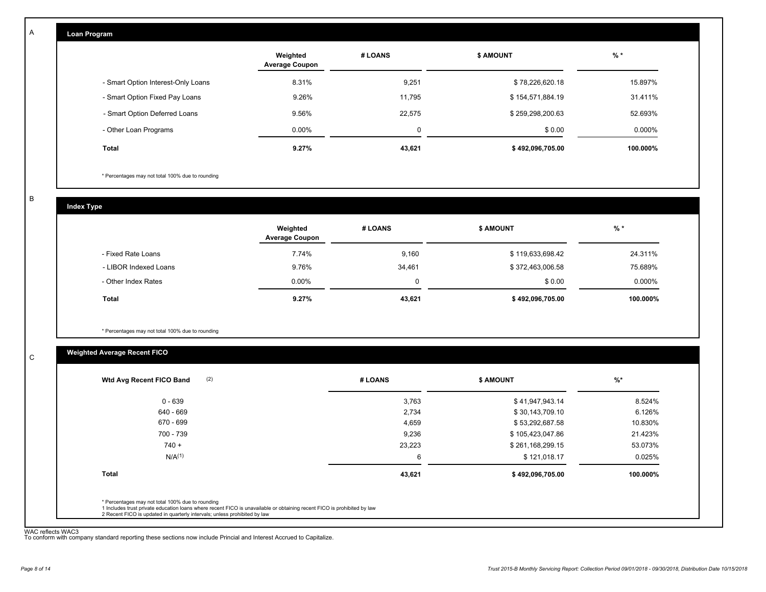A

## Loan Program

| | Weighted Average Coupon | # LOANS | $ AMOUNT | % * |
|---|---|---|---|---|
| - Smart Option Interest-Only Loans | 8.31% | 9,251 | $ 78,226,620.18 | 15.897% |
| - Smart Option Fixed Pay Loans | 9.26% | 11,795 | $ 154,571,884.19 | 31.411% |
| - Smart Option Deferred Loans | 9.56% | 22,575 | $ 259,298,200.63 | 52.693% |
| - Other Loan Programs | 0.00% | 0 | $ 0.00 | 0.000% |
| **Total** | **9.27%** | **43,621** | **$ 492,096,705.00** | **100.000%** |

* Percentages may not total 100% due to rounding

B

## Index Type

| | Weighted Average Coupon | # LOANS | $ AMOUNT | % * |
|---|---|---|---|---|
| - Fixed Rate Loans | 7.74% | 9,160 | $ 119,633,698.42 | 24.311% |
| - LIBOR Indexed Loans | 9.76% | 34,461 | $ 372,463,006.58 | 75.689% |
| - Other Index Rates | 0.00% | 0 | $ 0.00 | 0.000% |
| **Total** | **9.27%** | **43,621** | **$ 492,096,705.00** | **100.000%** |

* Percentages may not total 100% due to rounding

C

## Weighted Average Recent FICO

| Wtd Avg Recent FICO Band (2) | # LOANS | $ AMOUNT | %* |
|---|---|---|---|
| 0 - 639 | 3,763 | $ 41,947,943.14 | 8.524% |
| 640 - 669 | 2,734 | $ 30,143,709.10 | 6.126% |
| 670 - 699 | 4,659 | $ 53,292,687.58 | 10.830% |
| 700 - 739 | 9,236 | $ 105,423,047.86 | 21.423% |
| 740 + | 23,223 | $ 261,168,299.15 | 53.073% |
| N/A(1) | 6 | $ 121,018.17 | 0.025% |
| **Total** | **43,621** | **$ 492,096,705.00** | **100.000%** |

* Percentages may not total 100% due to rounding
1 Includes trust private education loans where recent FICO is unavailable or obtaining recent FICO is prohibited by law
2 Recent FICO is updated in quarterly intervals; unless prohibited by law

WAC reflects WAC3
To conform with company standard reporting these sections now include Princial and Interest Accrued to Capitalize.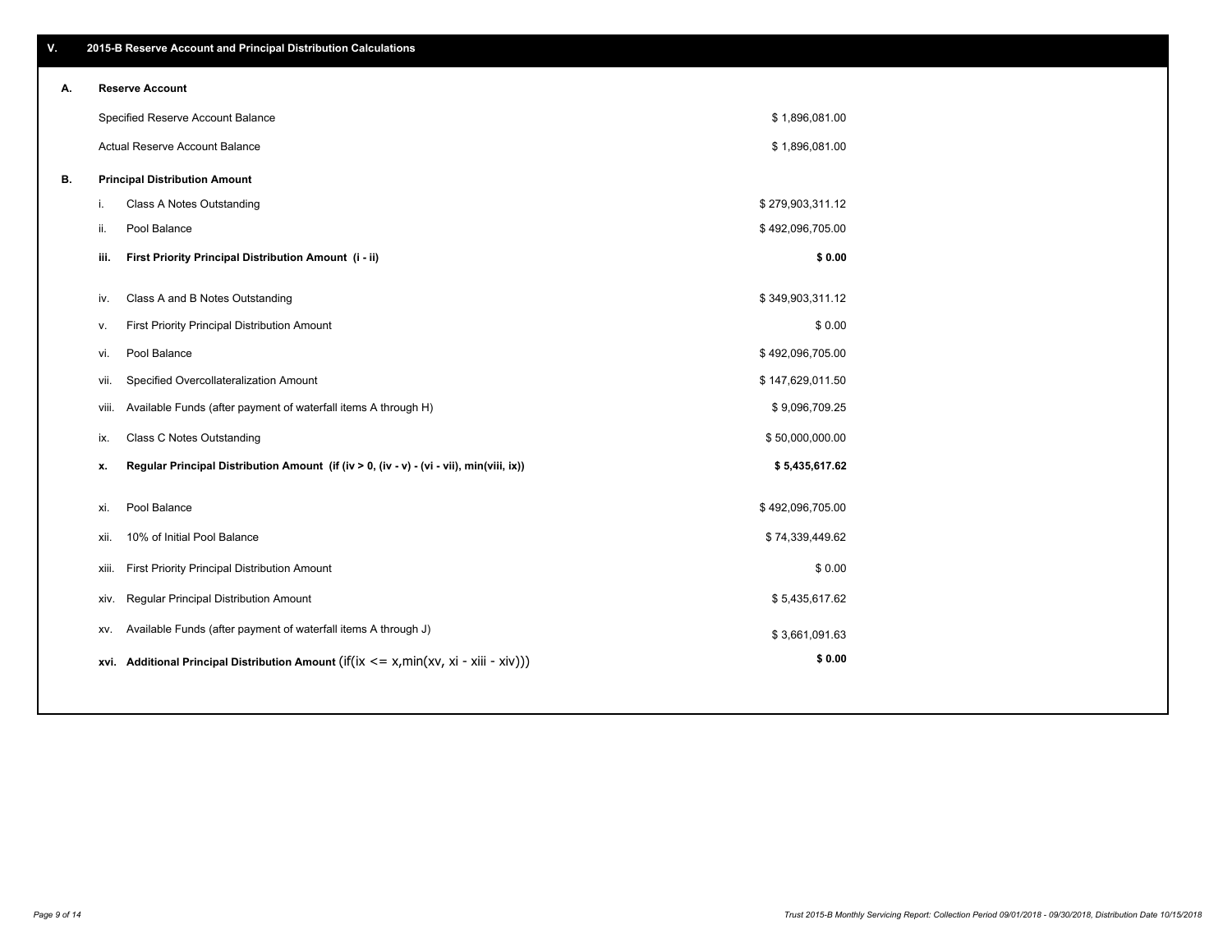## V. 2015-B Reserve Account and Principal Distribution Calculations

### A. Reserve Account

| | |
|---|---|
| Specified Reserve Account Balance | $ 1,896,081.00 |
| Actual Reserve Account Balance | $ 1,896,081.00 |

### B. Principal Distribution Amount

| | | |
|---|---|---|
| i. | Class A Notes Outstanding | $ 279,903,311.12 |
| ii. | Pool Balance | $ 492,096,705.00 |
| **iii.** | **First Priority Principal Distribution Amount (i - ii)** | **$ 0.00** |
| iv. | Class A and B Notes Outstanding | $ 349,903,311.12 |
| v. | First Priority Principal Distribution Amount | $ 0.00 |
| vi. | Pool Balance | $ 492,096,705.00 |
| vii. | Specified Overcollateralization Amount | $ 147,629,011.50 |
| viii. | Available Funds (after payment of waterfall items A through H) | $ 9,096,709.25 |
| ix. | Class C Notes Outstanding | $ 50,000,000.00 |
| **x.** | **Regular Principal Distribution Amount (if (iv > 0, (iv - v) - (vi - vii), min(viii, ix))** | **$ 5,435,617.62** |
| xi. | Pool Balance | $ 492,096,705.00 |
| xii. | 10% of Initial Pool Balance | $ 74,339,449.62 |
| xiii. | First Priority Principal Distribution Amount | $ 0.00 |
| xiv. | Regular Principal Distribution Amount | $ 5,435,617.62 |
| xv. | Available Funds (after payment of waterfall items A through J) | $ 3,661,091.63 |
| **xvi.** | **Additional Principal Distribution Amount** (if(ix <= x,min(xv, xi - xiii - xiv))) | **$ 0.00** |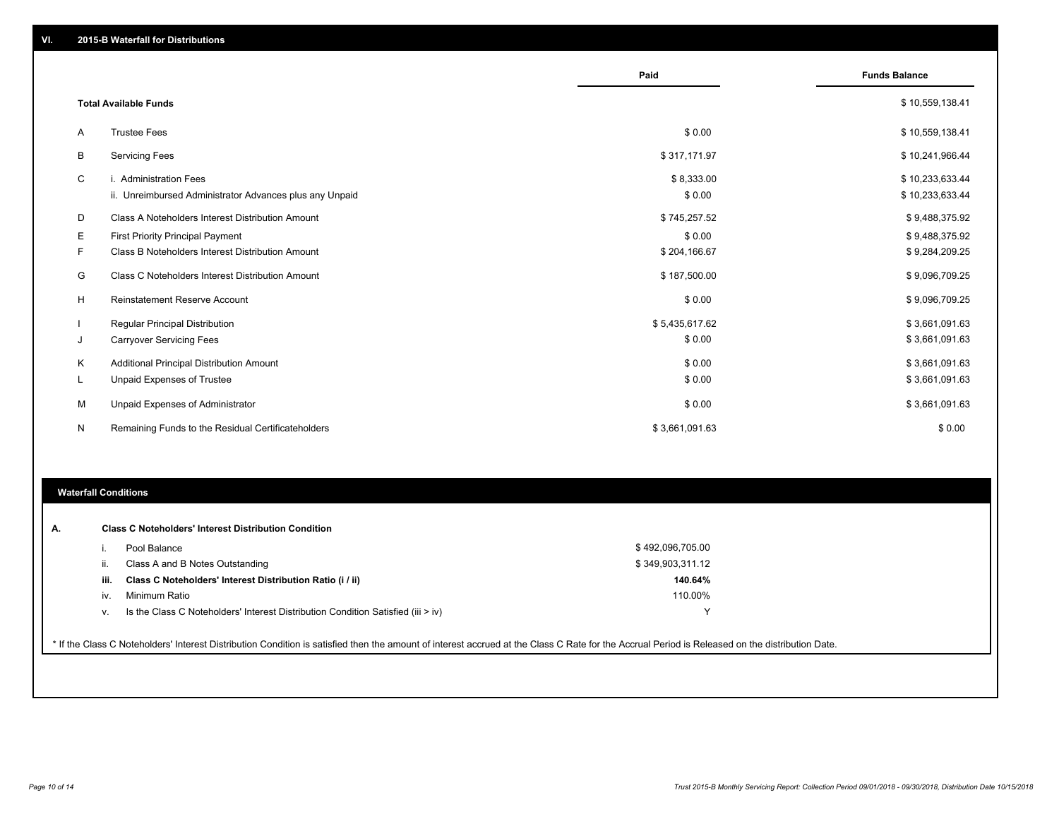## VI. 2015-B Waterfall for Distributions

| | | Paid | Funds Balance |
|---|---|---|---|
| | **Total Available Funds** | | $ 10,559,138.41 |
| A | Trustee Fees | $ 0.00 | $ 10,559,138.41 |
| B | Servicing Fees | $ 317,171.97 | $ 10,241,966.44 |
| C | i. Administration Fees | $ 8,333.00 | $ 10,233,633.44 |
| | ii. Unreimbursed Administrator Advances plus any Unpaid | $ 0.00 | $ 10,233,633.44 |
| D | Class A Noteholders Interest Distribution Amount | $ 745,257.52 | $ 9,488,375.92 |
| E | First Priority Principal Payment | $ 0.00 | $ 9,488,375.92 |
| F | Class B Noteholders Interest Distribution Amount | $ 204,166.67 | $ 9,284,209.25 |
| G | Class C Noteholders Interest Distribution Amount | $ 187,500.00 | $ 9,096,709.25 |
| H | Reinstatement Reserve Account | $ 0.00 | $ 9,096,709.25 |
| I | Regular Principal Distribution | $ 5,435,617.62 | $ 3,661,091.63 |
| J | Carryover Servicing Fees | $ 0.00 | $ 3,661,091.63 |
| K | Additional Principal Distribution Amount | $ 0.00 | $ 3,661,091.63 |
| L | Unpaid Expenses of Trustee | $ 0.00 | $ 3,661,091.63 |
| M | Unpaid Expenses of Administrator | $ 0.00 | $ 3,661,091.63 |
| N | Remaining Funds to the Residual Certificateholders | $ 3,661,091.63 | $ 0.00 |

## Waterfall Conditions

**A. Class C Noteholders' Interest Distribution Condition**

| | | |
|---|---|---|
| i. | Pool Balance | $ 492,096,705.00 |
| ii. | Class A and B Notes Outstanding | $ 349,903,311.12 |
| **iii.** | **Class C Noteholders' Interest Distribution Ratio (i / ii)** | **140.64%** |
| iv. | Minimum Ratio | 110.00% |
| v. | Is the Class C Noteholders' Interest Distribution Condition Satisfied (iii > iv) | Y |

* If the Class C Noteholders' Interest Distribution Condition is satisfied then the amount of interest accrued at the Class C Rate for the Accrual Period is Released on the distribution Date.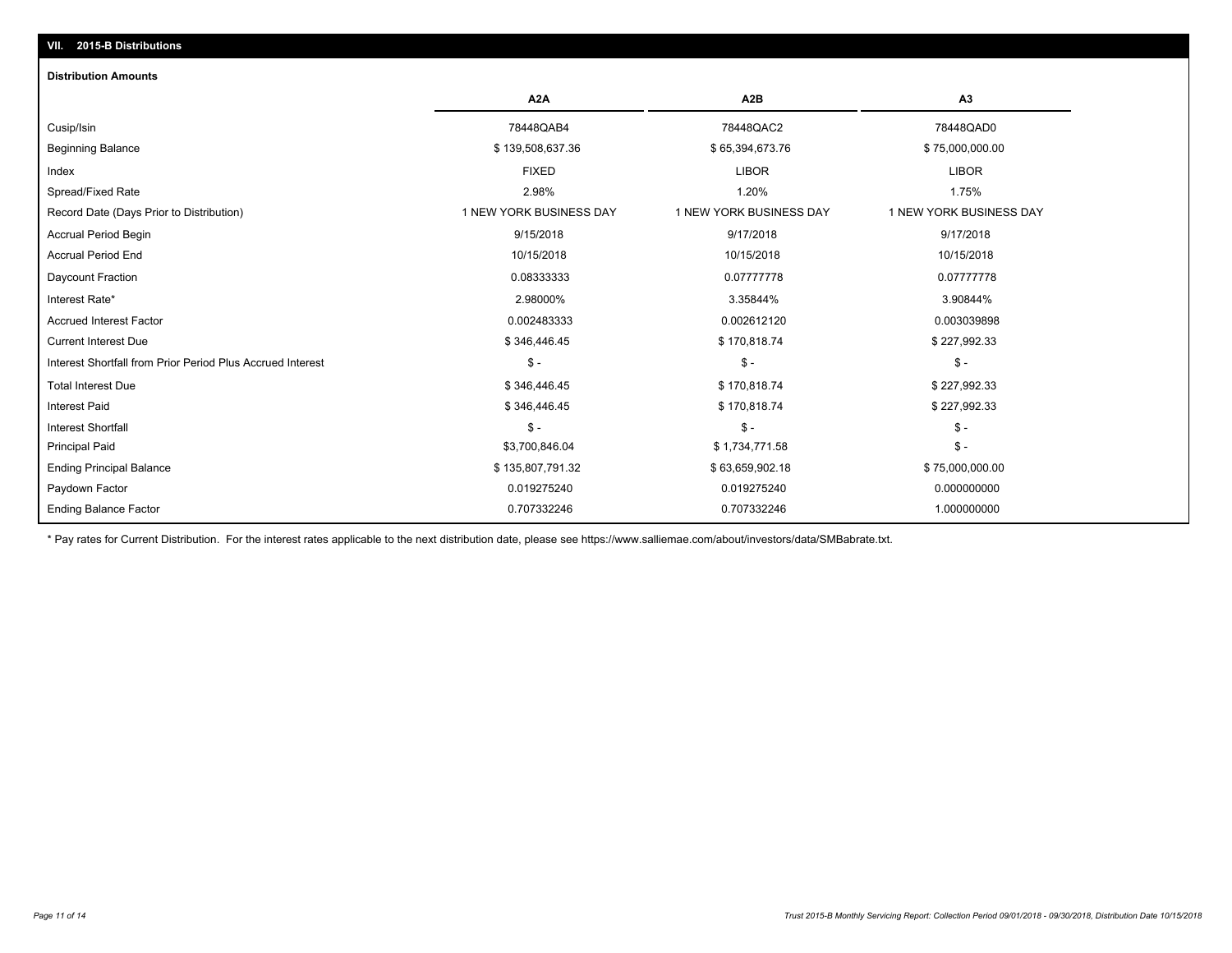## VII. 2015-B Distributions

### Distribution Amounts

| | A2A | A2B | A3 |
|---|---|---|---|
| Cusip/Isin | 78448QAB4 | 78448QAC2 | 78448QAD0 |
| Beginning Balance | $ 139,508,637.36 | $ 65,394,673.76 | $ 75,000,000.00 |
| Index | FIXED | LIBOR | LIBOR |
| Spread/Fixed Rate | 2.98% | 1.20% | 1.75% |
| Record Date (Days Prior to Distribution) | 1 NEW YORK BUSINESS DAY | 1 NEW YORK BUSINESS DAY | 1 NEW YORK BUSINESS DAY |
| Accrual Period Begin | 9/15/2018 | 9/17/2018 | 9/17/2018 |
| Accrual Period End | 10/15/2018 | 10/15/2018 | 10/15/2018 |
| Daycount Fraction | 0.08333333 | 0.07777778 | 0.07777778 |
| Interest Rate* | 2.98000% | 3.35844% | 3.90844% |
| Accrued Interest Factor | 0.002483333 | 0.002612120 | 0.003039898 |
| Current Interest Due | $ 346,446.45 | $ 170,818.74 | $ 227,992.33 |
| Interest Shortfall from Prior Period Plus Accrued Interest | $ - | $ - | $ - |
| Total Interest Due | $ 346,446.45 | $ 170,818.74 | $ 227,992.33 |
| Interest Paid | $ 346,446.45 | $ 170,818.74 | $ 227,992.33 |
| Interest Shortfall | $ - | $ - | $ - |
| Principal Paid | $3,700,846.04 | $ 1,734,771.58 | $ - |
| Ending Principal Balance | $ 135,807,791.32 | $ 63,659,902.18 | $ 75,000,000.00 |
| Paydown Factor | 0.019275240 | 0.019275240 | 0.000000000 |
| Ending Balance Factor | 0.707332246 | 0.707332246 | 1.000000000 |

* Pay rates for Current Distribution. For the interest rates applicable to the next distribution date, please see https://www.salliemae.com/about/investors/data/SMBabrate.txt.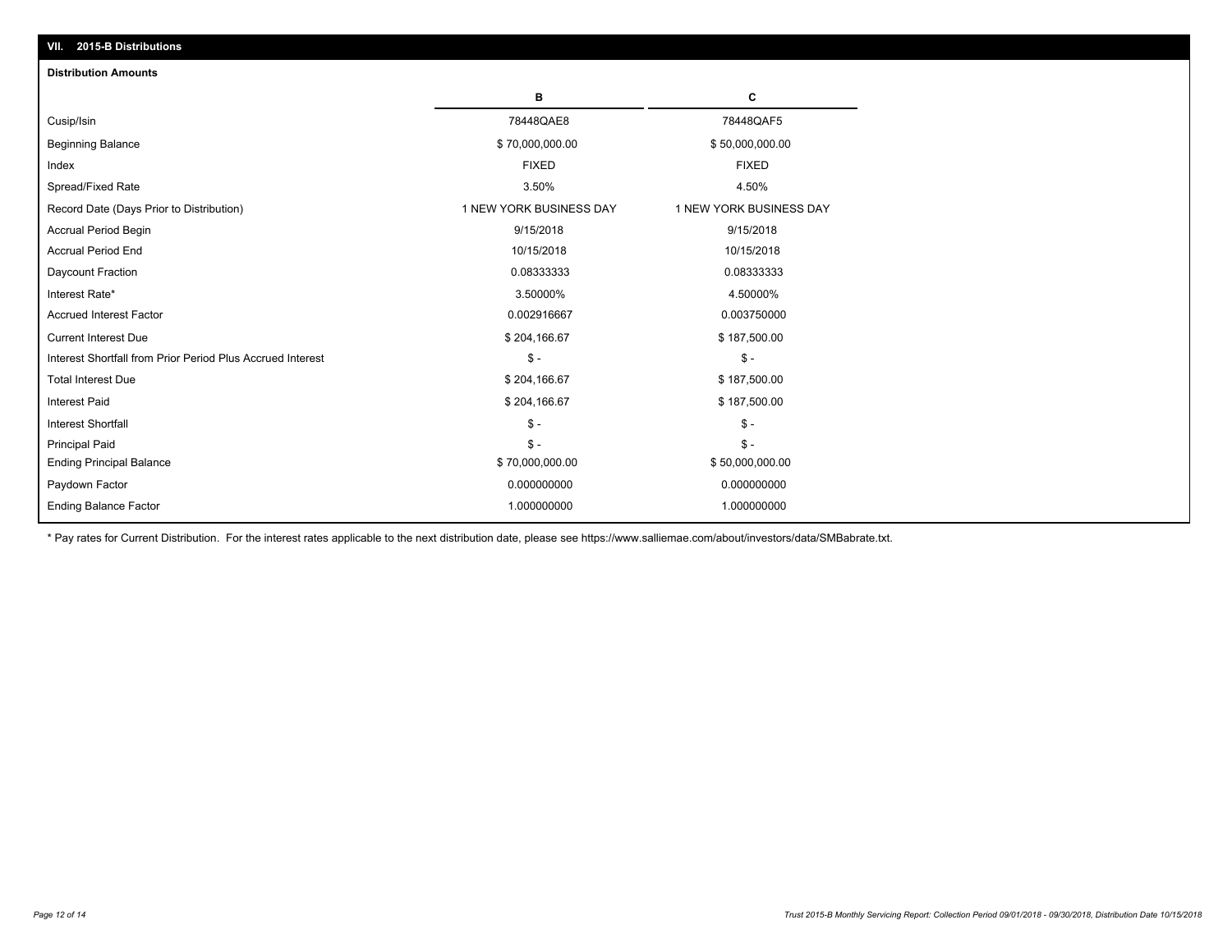## VII. 2015-B Distributions

### Distribution Amounts

| | B | C |
|---|---|---|
| Cusip/Isin | 78448QAE8 | 78448QAF5 |
| Beginning Balance | $ 70,000,000.00 | $ 50,000,000.00 |
| Index | FIXED | FIXED |
| Spread/Fixed Rate | 3.50% | 4.50% |
| Record Date (Days Prior to Distribution) | 1 NEW YORK BUSINESS DAY | 1 NEW YORK BUSINESS DAY |
| Accrual Period Begin | 9/15/2018 | 9/15/2018 |
| Accrual Period End | 10/15/2018 | 10/15/2018 |
| Daycount Fraction | 0.08333333 | 0.08333333 |
| Interest Rate* | 3.50000% | 4.50000% |
| Accrued Interest Factor | 0.002916667 | 0.003750000 |
| Current Interest Due | $ 204,166.67 | $ 187,500.00 |
| Interest Shortfall from Prior Period Plus Accrued Interest | $ - | $ - |
| Total Interest Due | $ 204,166.67 | $ 187,500.00 |
| Interest Paid | $ 204,166.67 | $ 187,500.00 |
| Interest Shortfall | $ - | $ - |
| Principal Paid | $ - | $ - |
| Ending Principal Balance | $ 70,000,000.00 | $ 50,000,000.00 |
| Paydown Factor | 0.000000000 | 0.000000000 |
| Ending Balance Factor | 1.000000000 | 1.000000000 |

* Pay rates for Current Distribution. For the interest rates applicable to the next distribution date, please see https://www.salliemae.com/about/investors/data/SMBabrate.txt.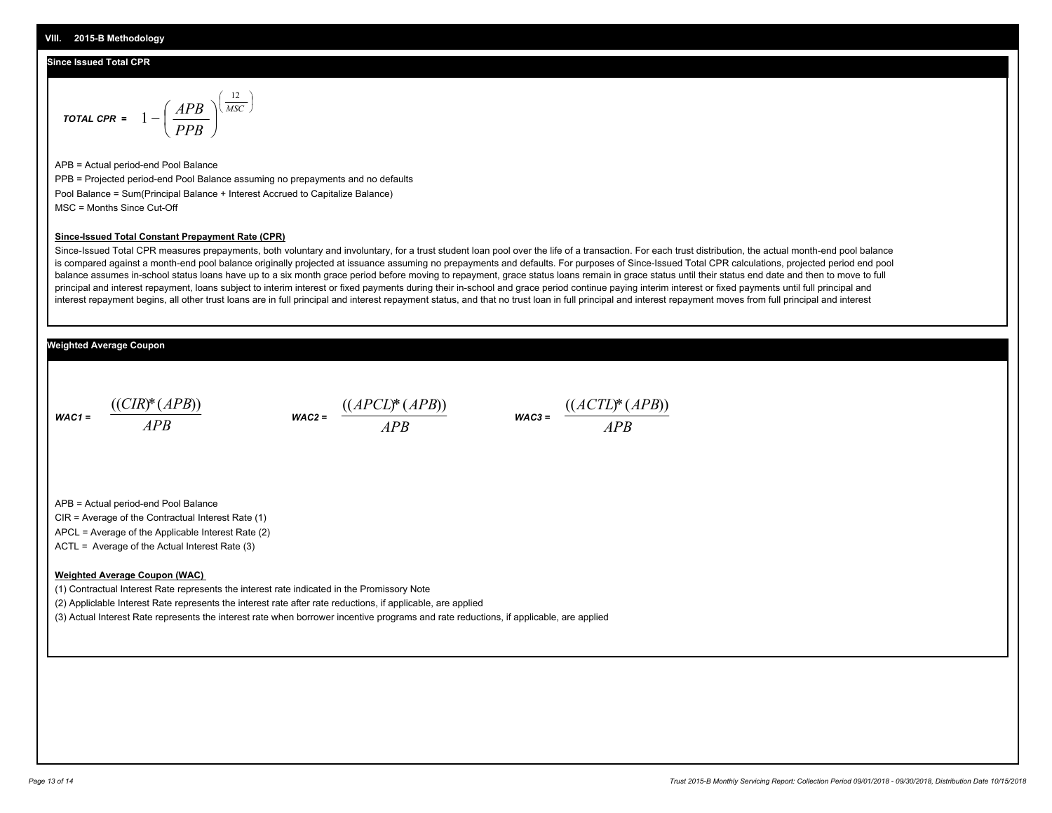## VIII. 2015-B Methodology

### Since Issued Total CPR

$$TOTAL\ CPR = 1 - \left(\frac{APB}{PPB}\right)^{\left(\frac{12}{MSC}\right)}$$

APB = Actual period-end Pool Balance

PPB = Projected period-end Pool Balance assuming no prepayments and no defaults

Pool Balance = Sum(Principal Balance + Interest Accrued to Capitalize Balance)

MSC = Months Since Cut-Off

**Since-Issued Total Constant Prepayment Rate (CPR)**

Since-Issued Total CPR measures prepayments, both voluntary and involuntary, for a trust student loan pool over the life of a transaction. For each trust distribution, the actual month-end pool balance is compared against a month-end pool balance originally projected at issuance assuming no prepayments and defaults. For purposes of Since-Issued Total CPR calculations, projected period end pool balance assumes in-school status loans have up to a six month grace period before moving to repayment, grace status loans remain in grace status until their status end date and then to move to full principal and interest repayment, loans subject to interim interest or fixed payments during their in-school and grace period continue paying interim interest or fixed payments until full principal and interest repayment begins, all other trust loans are in full principal and interest repayment status, and that no trust loan in full principal and interest repayment moves from full principal and interest

### Weighted Average Coupon

$$WAC1 = \frac{((CIR)*(APB))}{APB} \qquad WAC2 = \frac{((APCL)*(APB))}{APB} \qquad WAC3 = \frac{((ACTL)*(APB))}{APB}$$

APB = Actual period-end Pool Balance

CIR = Average of the Contractual Interest Rate (1)

APCL = Average of the Applicable Interest Rate (2)

ACTL = Average of the Actual Interest Rate (3)

**Weighted Average Coupon (WAC)**

(1) Contractual Interest Rate represents the interest rate indicated in the Promissory Note

(2) Appliclable Interest Rate represents the interest rate after rate reductions, if applicable, are applied

(3) Actual Interest Rate represents the interest rate when borrower incentive programs and rate reductions, if applicable, are applied